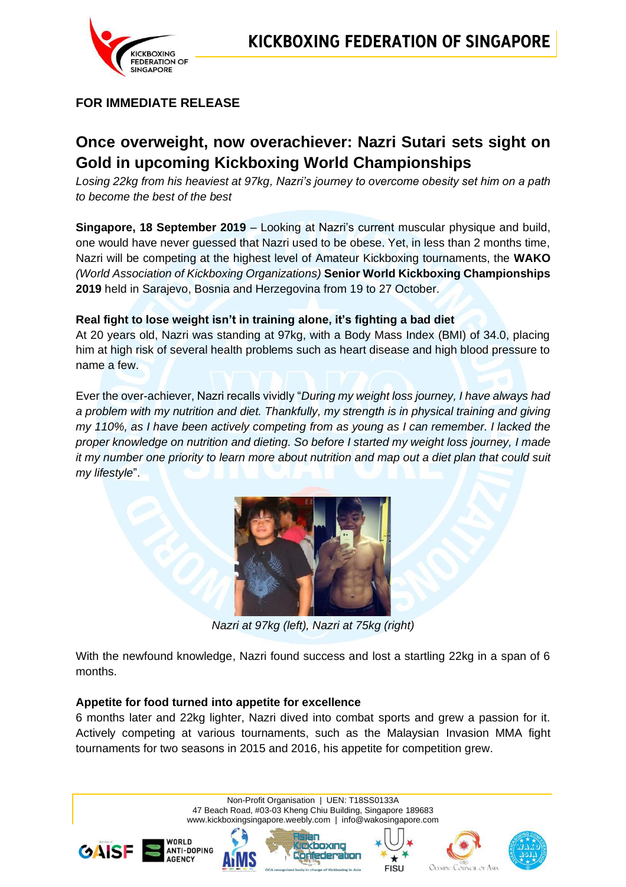**FOR IMMEDIATE RELEASE**

# Once overweight, now overachiever: Nazri Sutari sets sight on Gold in upcoming Kickboxing World Championships

*Losing 22kg from his heaviest at 97kg, Nazri's journey to overcome obesity set him on a path to become the best of the best*

**Singapore, 18 September 2019** – Looking at Nazri's current muscular physique and build, one would have never guessed that Nazri used to be obese. Yet, in less than 2 months time, Nazri will be competing at the highest level of Amateur Kickboxing tournaments, the **WAKO** *(World Association of Kickboxing Organizations)* **Senior World Kickboxing Championships 2019** held in Sarajevo, Bosnia and Herzegovina from 19 to 27 October.

**Real fight to lose weight isn't in training alone, it's fighting a bad diet**

At 20 years old, Nazri was standing at 97kg, with a Body Mass Index (BMI) of 34.0, placing him at high risk of several health problems such as heart disease and high blood pressure to name a few.

Ever the over-achiever, Nazri recalls vividly "*During my weight loss journey, I have always had a problem with my nutrition and diet. Thankfully, my strength is in physical training and giving my 110%, as I have been actively competing from as young as I can remember. I lacked the proper knowledge on nutrition and dieting. So before I started my weight loss journey, I made it my number one priority to learn more about nutrition and map out a diet plan that could suit my lifestyle*".

*Nazri at 97kg (left), Nazri at 75kg (right)*

With the newfound knowledge, Nazri found success and lost a startling 22kg in a span of 6 months.

**Appetite for food turned into appetite for excellence**

6 months later and 22kg lighter, Nazri dived into combat sports and grew a passion for it. Actively competing at various tournaments, such as the Malaysian Invasion MMA fight tournaments for two seasons in 2015 and 2016, his appetite for competition grew.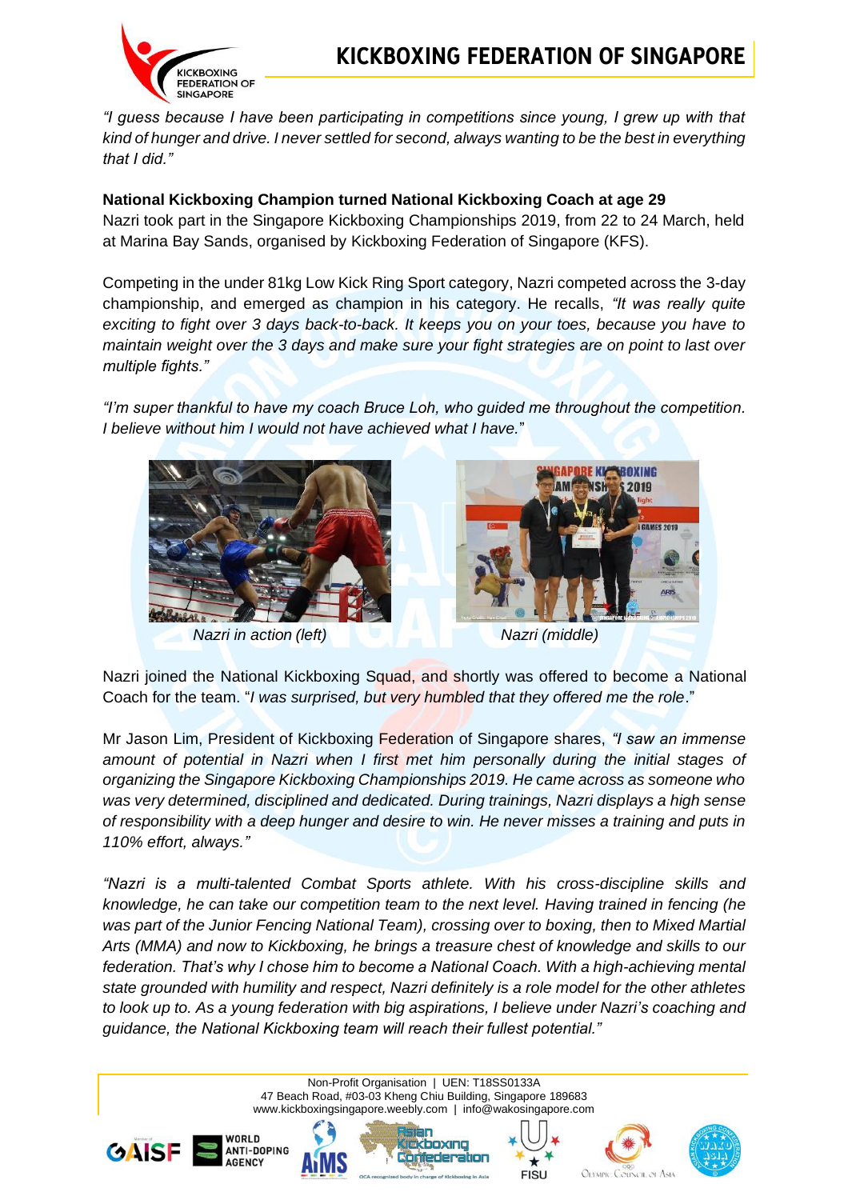*"I guess because I have been participating in competitions since young, I grew up with that kind of hunger and drive. I never settled for second, always wanting to be the best in everything that I did."*

**National Kickboxing Champion turned National Kickboxing Coach at age 29**

Nazri took part in the Singapore Kickboxing Championships 2019, from 22 to 24 March, held at Marina Bay Sands, organised by Kickboxing Federation of Singapore (KFS).

Competing in the under 81kg Low Kick Ring Sport category, Nazri competed across the 3-day championship, and emerged as champion in his category. He recalls, *"It was really quite exciting to fight over 3 days back-to-back. It keeps you on your toes, because you have to maintain weight over the 3 days and make sure your fight strategies are on point to last over multiple fights."*

*"I'm super thankful to have my coach Bruce Loh, who guided me throughout the competition. I believe without him I would not have achieved what I have."*

*Nazri in action (left)* *Nazri (middle)*

Nazri joined the National Kickboxing Squad, and shortly was offered to become a National Coach for the team. "*I was surprised, but very humbled that they offered me the role*."

Mr Jason Lim, President of Kickboxing Federation of Singapore shares, *"I saw an immense amount of potential in Nazri when I first met him personally during the initial stages of organizing the Singapore Kickboxing Championships 2019. He came across as someone who was very determined, disciplined and dedicated. During trainings, Nazri displays a high sense of responsibility with a deep hunger and desire to win. He never misses a training and puts in 110% effort, always."*

*"Nazri is a multi-talented Combat Sports athlete. With his cross-discipline skills and knowledge, he can take our competition team to the next level. Having trained in fencing (he was part of the Junior Fencing National Team), crossing over to boxing, then to Mixed Martial Arts (MMA) and now to Kickboxing, he brings a treasure chest of knowledge and skills to our federation. That's why I chose him to become a National Coach. With a high-achieving mental state grounded with humility and respect, Nazri definitely is a role model for the other athletes to look up to. As a young federation with big aspirations, I believe under Nazri's coaching and guidance, the National Kickboxing team will reach their fullest potential."*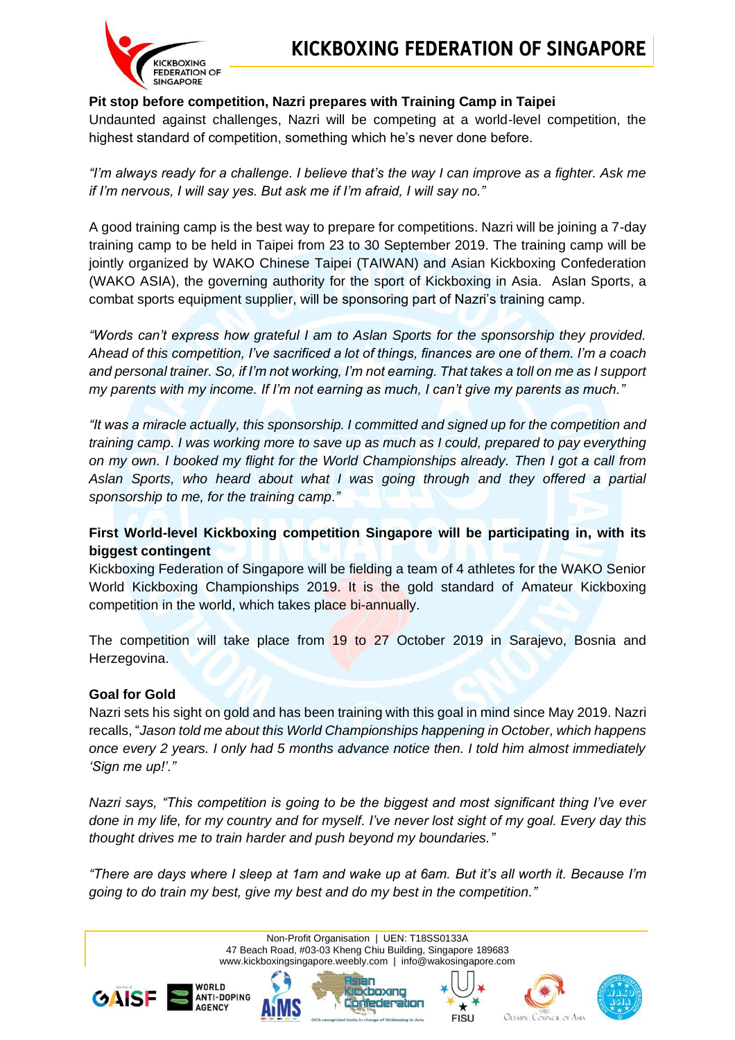**Pit stop before competition, Nazri prepares with Training Camp in Taipei**

Undaunted against challenges, Nazri will be competing at a world-level competition, the highest standard of competition, something which he's never done before.

*"I'm always ready for a challenge. I believe that's the way I can improve as a fighter. Ask me if I'm nervous, I will say yes. But ask me if I'm afraid, I will say no."*

A good training camp is the best way to prepare for competitions. Nazri will be joining a 7-day training camp to be held in Taipei from 23 to 30 September 2019. The training camp will be jointly organized by WAKO Chinese Taipei (TAIWAN) and Asian Kickboxing Confederation (WAKO ASIA), the governing authority for the sport of Kickboxing in Asia. Aslan Sports, a combat sports equipment supplier, will be sponsoring part of Nazri's training camp.

*"Words can't express how grateful I am to Aslan Sports for the sponsorship they provided. Ahead of this competition, I've sacrificed a lot of things, finances are one of them. I'm a coach and personal trainer. So, if I'm not working, I'm not earning. That takes a toll on me as I support my parents with my income. If I'm not earning as much, I can't give my parents as much."*

*"It was a miracle actually, this sponsorship. I committed and signed up for the competition and training camp. I was working more to save up as much as I could, prepared to pay everything on my own. I booked my flight for the World Championships already. Then I got a call from Aslan Sports, who heard about what I was going through and they offered a partial sponsorship to me, for the training camp."*

**First World-level Kickboxing competition Singapore will be participating in, with its biggest contingent**

Kickboxing Federation of Singapore will be fielding a team of 4 athletes for the WAKO Senior World Kickboxing Championships 2019. It is the gold standard of Amateur Kickboxing competition in the world, which takes place bi-annually.

The competition will take place from 19 to 27 October 2019 in Sarajevo, Bosnia and Herzegovina.

**Goal for Gold**

Nazri sets his sight on gold and has been training with this goal in mind since May 2019. Nazri recalls, "*Jason told me about this World Championships happening in October, which happens once every 2 years. I only had 5 months advance notice then. I told him almost immediately 'Sign me up!'."*

*Nazri says, "This competition is going to be the biggest and most significant thing I've ever done in my life, for my country and for myself. I've never lost sight of my goal. Every day this thought drives me to train harder and push beyond my boundaries."*

*"There are days where I sleep at 1am and wake up at 6am. But it's all worth it. Because I'm going to do train my best, give my best and do my best in the competition."*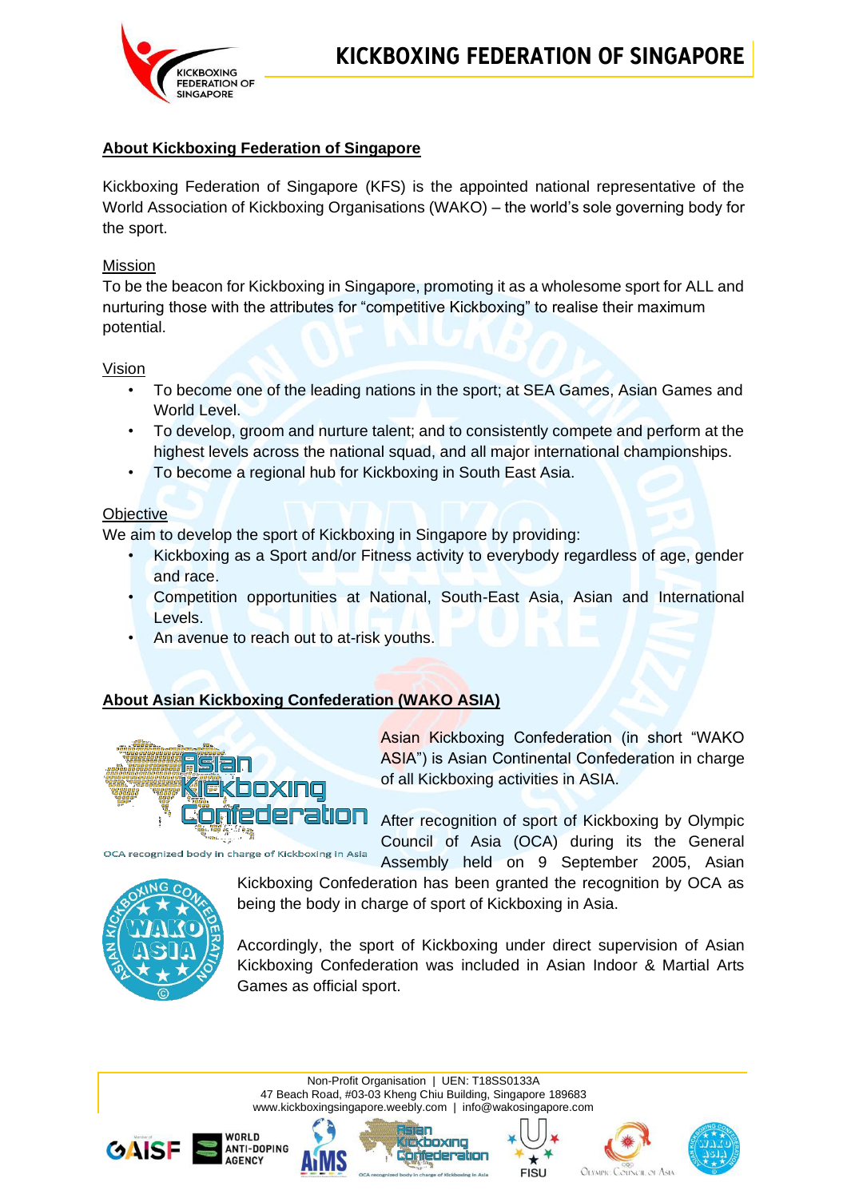## About Kickboxing Federation of Singapore

Kickboxing Federation of Singapore (KFS) is the appointed national representative of the World Association of Kickboxing Organisations (WAKO) – the world's sole governing body for the sport.

Mission

To be the beacon for Kickboxing in Singapore, promoting it as a wholesome sport for ALL and nurturing those with the attributes for "competitive Kickboxing" to realise their maximum potential.

Vision

- To become one of the leading nations in the sport; at SEA Games, Asian Games and World Level.
- To develop, groom and nurture talent; and to consistently compete and perform at the highest levels across the national squad, and all major international championships.
- To become a regional hub for Kickboxing in South East Asia.

Objective

We aim to develop the sport of Kickboxing in Singapore by providing:

- Kickboxing as a Sport and/or Fitness activity to everybody regardless of age, gender and race.
- Competition opportunities at National, South-East Asia, Asian and International Levels.
- An avenue to reach out to at-risk youths.

## About Asian Kickboxing Confederation (WAKO ASIA)

Asian Kickboxing Confederation (in short "WAKO ASIA") is Asian Continental Confederation in charge of all Kickboxing activities in ASIA.

After recognition of sport of Kickboxing by Olympic Council of Asia (OCA) during its the General Assembly held on 9 September 2005, Asian Kickboxing Confederation has been granted the recognition by OCA as being the body in charge of sport of Kickboxing in Asia.

Accordingly, the sport of Kickboxing under direct supervision of Asian Kickboxing Confederation was included in Asian Indoor & Martial Arts Games as official sport.

Non-Profit Organisation | UEN: T18SS0133A
47 Beach Road, #03-03 Kheng Chiu Building, Singapore 189683
www.kickboxingsingapore.weebly.com | info@wakosingapore.com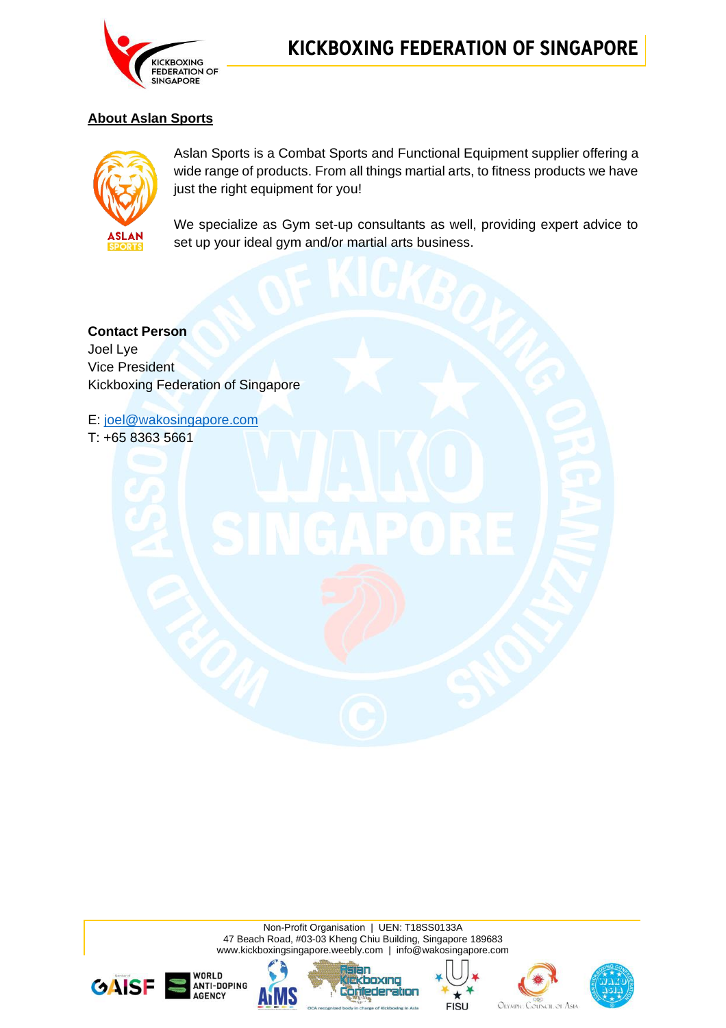## About Aslan Sports

Aslan Sports is a Combat Sports and Functional Equipment supplier offering a wide range of products. From all things martial arts, to fitness products we have just the right equipment for you!

We specialize as Gym set-up consultants as well, providing expert advice to set up your ideal gym and/or martial arts business.

**Contact Person**
Joel Lye
Vice President
Kickboxing Federation of Singapore

E: joel@wakosingapore.com
T: +65 8363 5661